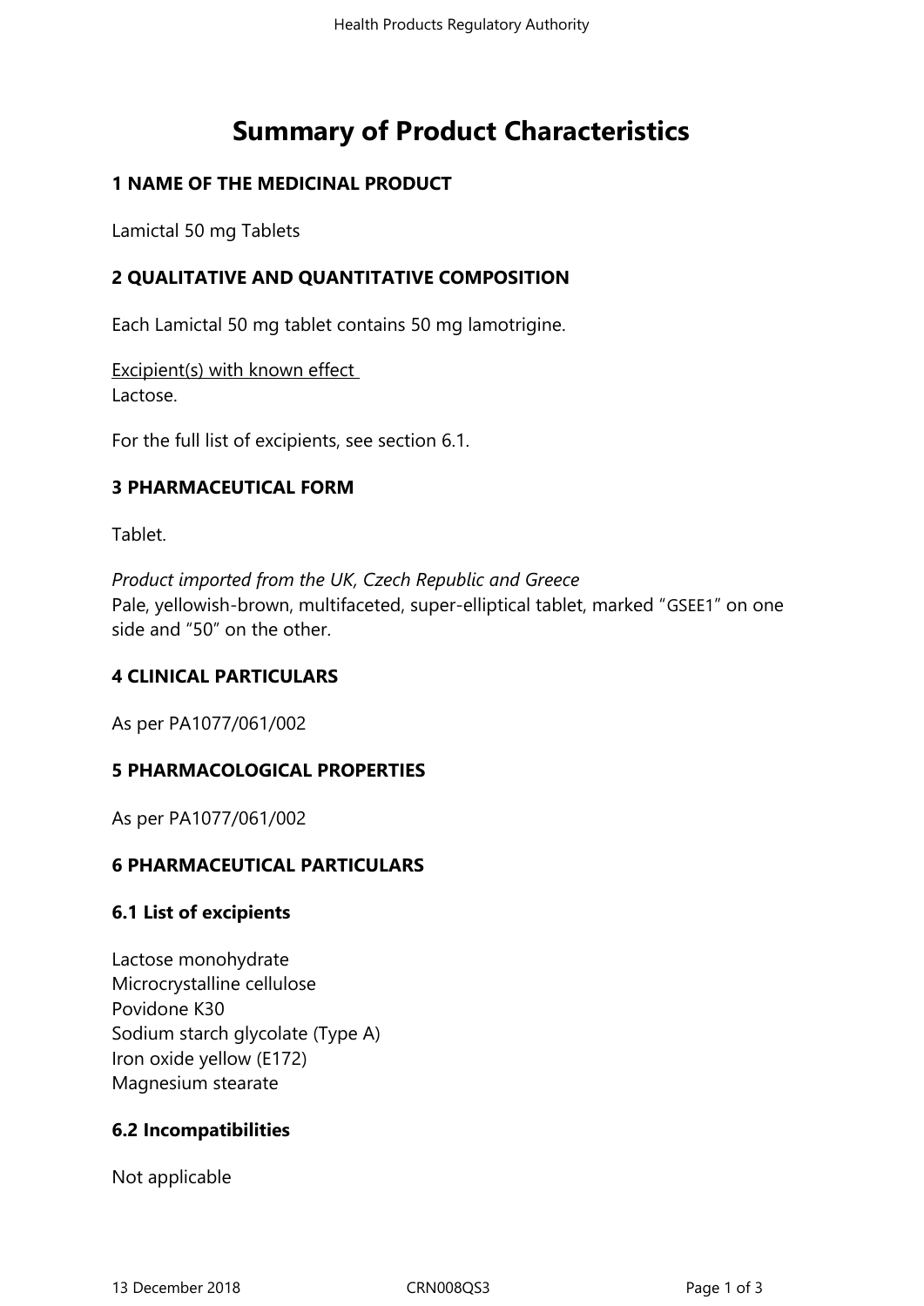# Summary of Product Characteristics

## 1 NAME OF THE MEDICINAL PRODUCT

Lamictal 50 mg Tablets

## 2 QUALITATIVE AND QUANTITATIVE COMPOSITION

Each Lamictal 50 mg tablet contains 50 mg lamotrigine.

Excipient(s) with known effect
Lactose.

For the full list of excipients, see section 6.1.

## 3 PHARMACEUTICAL FORM

Tablet.

*Product imported from the UK, Czech Republic and Greece*
Pale, yellowish-brown, multifaceted, super-elliptical tablet, marked "GSEE1" on one side and "50" on the other.

## 4 CLINICAL PARTICULARS

As per PA1077/061/002

## 5 PHARMACOLOGICAL PROPERTIES

As per PA1077/061/002

## 6 PHARMACEUTICAL PARTICULARS

### 6.1 List of excipients

Lactose monohydrate
Microcrystalline cellulose
Povidone K30
Sodium starch glycolate (Type A)
Iron oxide yellow (E172)
Magnesium stearate

### 6.2 Incompatibilities

Not applicable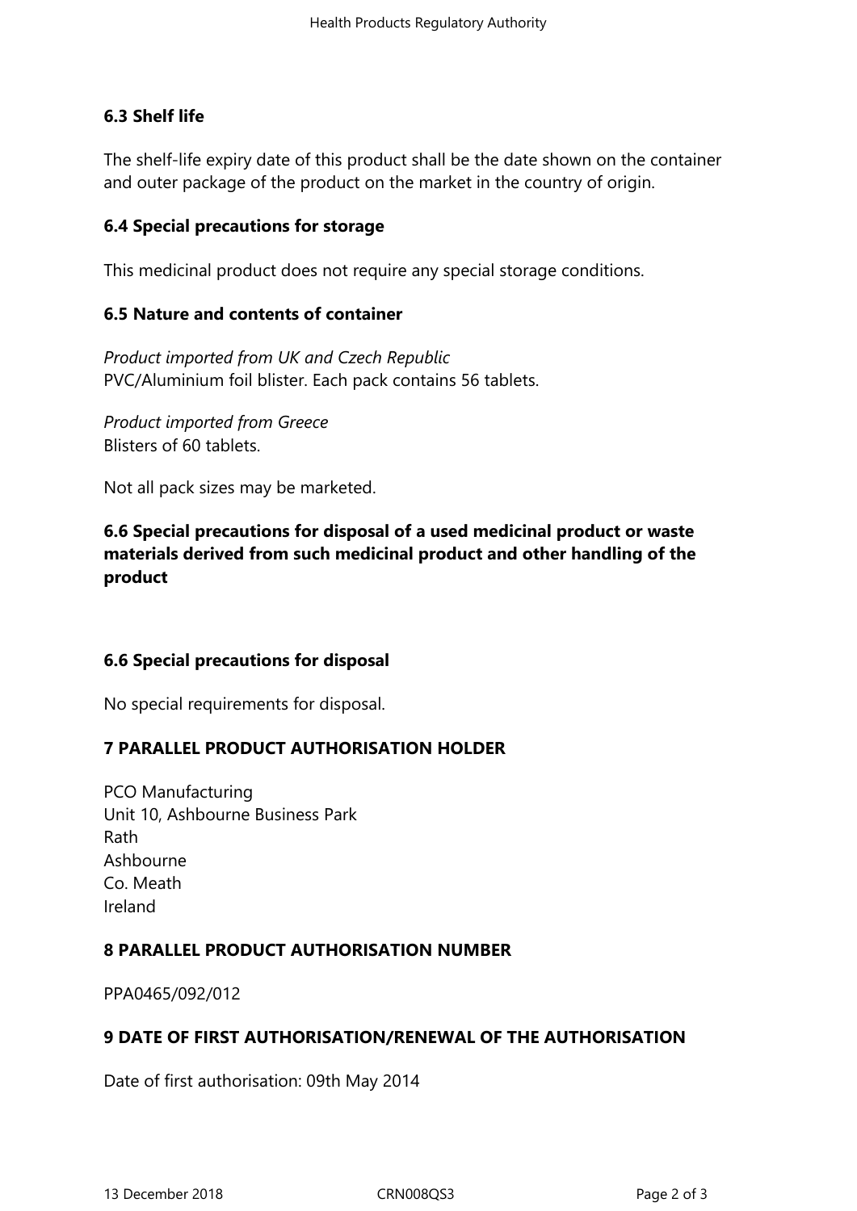### 6.3 Shelf life

The shelf-life expiry date of this product shall be the date shown on the container and outer package of the product on the market in the country of origin.

### 6.4 Special precautions for storage

This medicinal product does not require any special storage conditions.

### 6.5 Nature and contents of container

*Product imported from UK and Czech Republic*
PVC/Aluminium foil blister. Each pack contains 56 tablets.

*Product imported from Greece*
Blisters of 60 tablets.

Not all pack sizes may be marketed.

### 6.6 Special precautions for disposal of a used medicinal product or waste materials derived from such medicinal product and other handling of the product

### 6.6 Special precautions for disposal

No special requirements for disposal.

## 7 PARALLEL PRODUCT AUTHORISATION HOLDER

PCO Manufacturing
Unit 10, Ashbourne Business Park
Rath
Ashbourne
Co. Meath
Ireland

## 8 PARALLEL PRODUCT AUTHORISATION NUMBER

PPA0465/092/012

## 9 DATE OF FIRST AUTHORISATION/RENEWAL OF THE AUTHORISATION

Date of first authorisation: 09th May 2014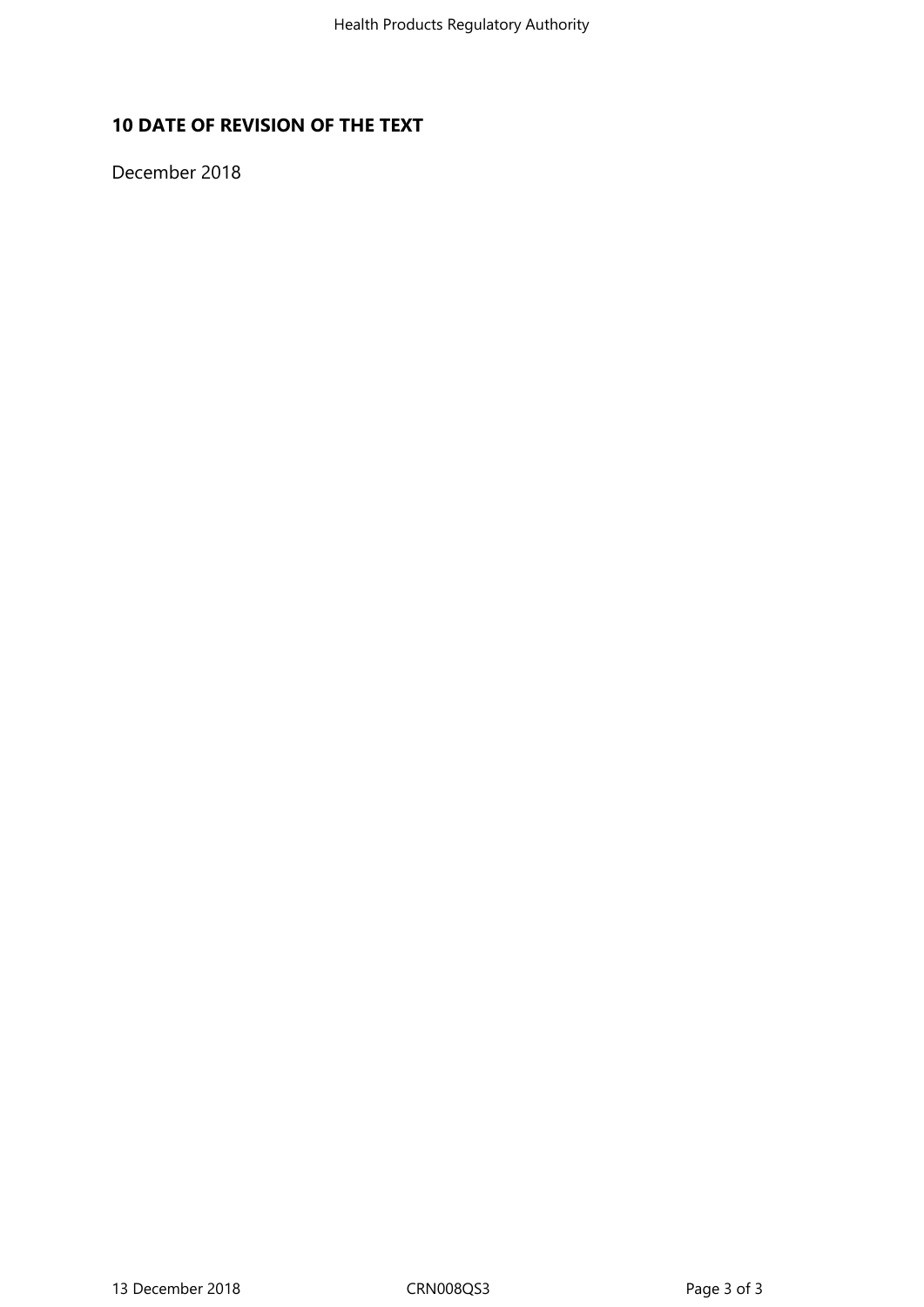## 10 DATE OF REVISION OF THE TEXT

December 2018